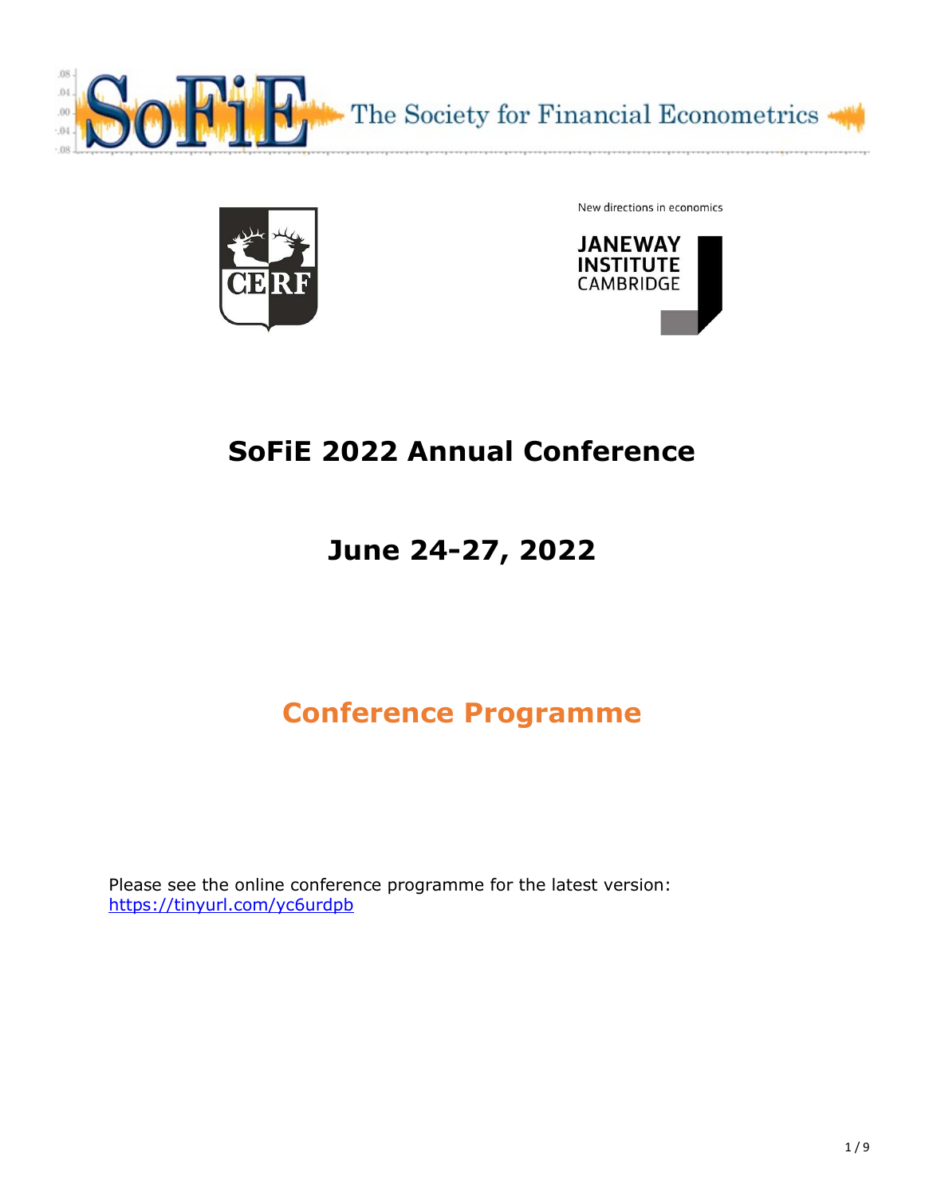SoFiE The Society for Financial Econometrics

CERF

New directions in economics

JANEWAY INSTITUTE CAMBRIDGE

# SoFiE 2022 Annual Conference

## June 24-27, 2022

## Conference Programme

Please see the online conference programme for the latest version:
https://tinyurl.com/yc6urdpb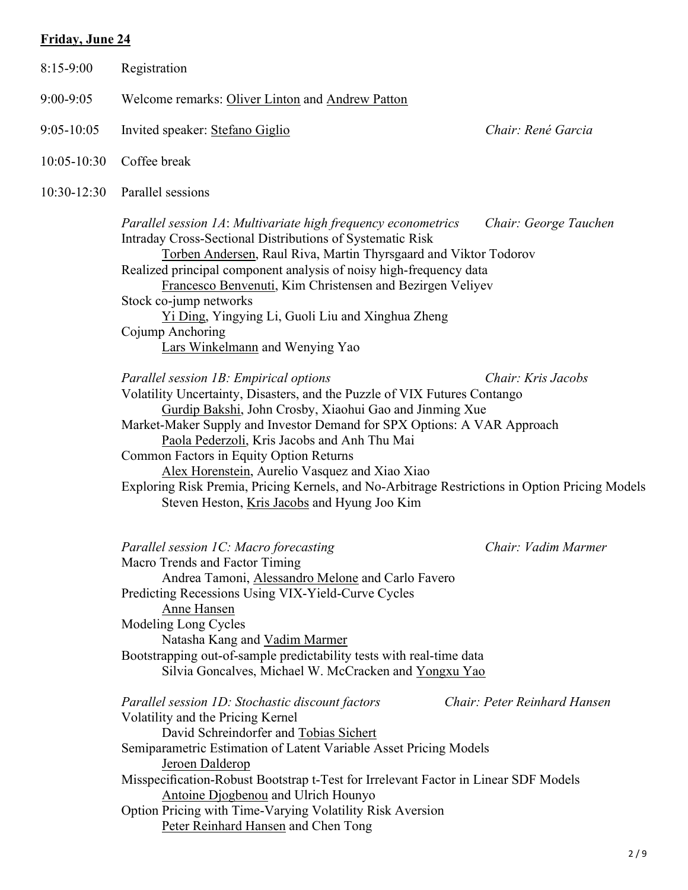**Friday, June 24**

8:15-9:00 Registration

9:00-9:05 Welcome remarks: Oliver Linton and Andrew Patton

9:05-10:05 Invited speaker: Stefano Giglio *Chair: René Garcia*

10:05-10:30 Coffee break

10:30-12:30 Parallel sessions

*Parallel session 1A*: *Multivariate high frequency econometrics* *Chair: George Tauchen*

Intraday Cross-Sectional Distributions of Systematic Risk
Torben Andersen, Raul Riva, Martin Thyrsgaard and Viktor Todorov

Realized principal component analysis of noisy high-frequency data
Francesco Benvenuti, Kim Christensen and Bezirgen Veliyev

Stock co-jump networks
Yi Ding, Yingying Li, Guoli Liu and Xinghua Zheng

Cojump Anchoring
Lars Winkelmann and Wenying Yao

*Parallel session 1B: Empirical options* *Chair: Kris Jacobs*

Volatility Uncertainty, Disasters, and the Puzzle of VIX Futures Contango
Gurdip Bakshi, John Crosby, Xiaohui Gao and Jinming Xue

Market-Maker Supply and Investor Demand for SPX Options: A VAR Approach
Paola Pederzoli, Kris Jacobs and Anh Thu Mai

Common Factors in Equity Option Returns
Alex Horenstein, Aurelio Vasquez and Xiao Xiao

Exploring Risk Premia, Pricing Kernels, and No-Arbitrage Restrictions in Option Pricing Models
Steven Heston, Kris Jacobs and Hyung Joo Kim

*Parallel session 1C: Macro forecasting* *Chair: Vadim Marmer*

Macro Trends and Factor Timing
Andrea Tamoni, Alessandro Melone and Carlo Favero

Predicting Recessions Using VIX-Yield-Curve Cycles
Anne Hansen

Modeling Long Cycles
Natasha Kang and Vadim Marmer

Bootstrapping out-of-sample predictability tests with real-time data
Silvia Goncalves, Michael W. McCracken and Yongxu Yao

*Parallel session 1D: Stochastic discount factors* *Chair: Peter Reinhard Hansen*

Volatility and the Pricing Kernel
David Schreindorfer and Tobias Sichert

Semiparametric Estimation of Latent Variable Asset Pricing Models
Jeroen Dalderop

Misspecification-Robust Bootstrap t-Test for Irrelevant Factor in Linear SDF Models
Antoine Djogbenou and Ulrich Hounyo

Option Pricing with Time-Varying Volatility Risk Aversion
Peter Reinhard Hansen and Chen Tong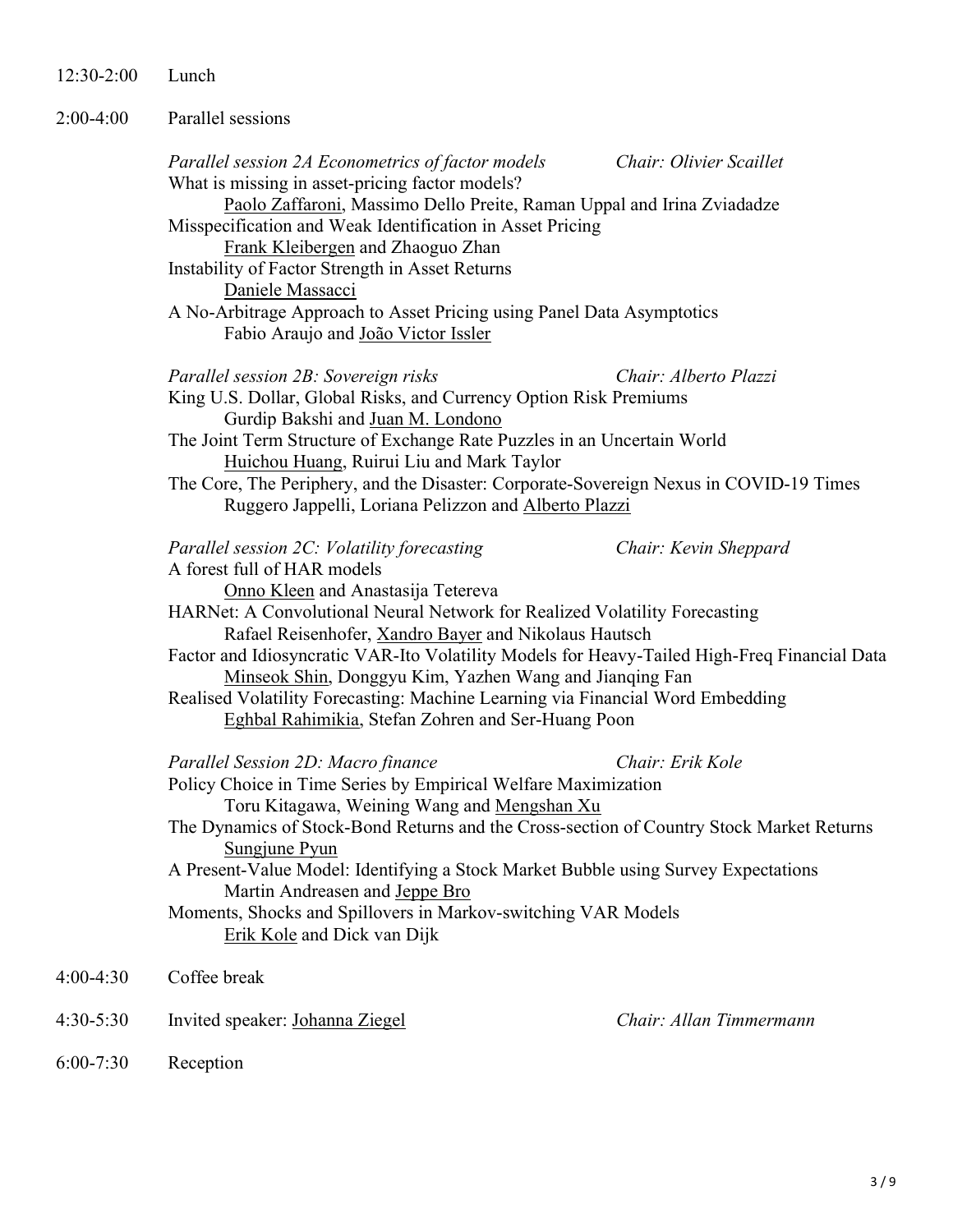12:30-2:00 Lunch

2:00-4:00 Parallel sessions

*Parallel session 2A Econometrics of factor models* — *Chair: Olivier Scaillet*

What is missing in asset-pricing factor models?
Paolo Zaffaroni, Massimo Dello Preite, Raman Uppal and Irina Zviadadze

Misspecification and Weak Identification in Asset Pricing
Frank Kleibergen and Zhaoguo Zhan

Instability of Factor Strength in Asset Returns
Daniele Massacci

A No-Arbitrage Approach to Asset Pricing using Panel Data Asymptotics
Fabio Araujo and João Victor Issler

*Parallel session 2B: Sovereign risks* — *Chair: Alberto Plazzi*

King U.S. Dollar, Global Risks, and Currency Option Risk Premiums
Gurdip Bakshi and Juan M. Londono

The Joint Term Structure of Exchange Rate Puzzles in an Uncertain World
Huichou Huang, Ruirui Liu and Mark Taylor

The Core, The Periphery, and the Disaster: Corporate-Sovereign Nexus in COVID-19 Times
Ruggero Jappelli, Loriana Pelizzon and Alberto Plazzi

*Parallel session 2C: Volatility forecasting* — *Chair: Kevin Sheppard*

A forest full of HAR models
Onno Kleen and Anastasija Tetereva

HARNet: A Convolutional Neural Network for Realized Volatility Forecasting
Rafael Reisenhofer, Xandro Bayer and Nikolaus Hautsch

Factor and Idiosyncratic VAR-Ito Volatility Models for Heavy-Tailed High-Freq Financial Data
Minseok Shin, Donggyu Kim, Yazhen Wang and Jianqing Fan

Realised Volatility Forecasting: Machine Learning via Financial Word Embedding
Eghbal Rahimikia, Stefan Zohren and Ser-Huang Poon

*Parallel Session 2D: Macro finance* — *Chair: Erik Kole*

Policy Choice in Time Series by Empirical Welfare Maximization
Toru Kitagawa, Weining Wang and Mengshan Xu

The Dynamics of Stock-Bond Returns and the Cross-section of Country Stock Market Returns
Sungjune Pyun

A Present-Value Model: Identifying a Stock Market Bubble using Survey Expectations
Martin Andreasen and Jeppe Bro

Moments, Shocks and Spillovers in Markov-switching VAR Models
Erik Kole and Dick van Dijk

4:00-4:30 Coffee break

4:30-5:30 Invited speaker: Johanna Ziegel — *Chair: Allan Timmermann*

6:00-7:30 Reception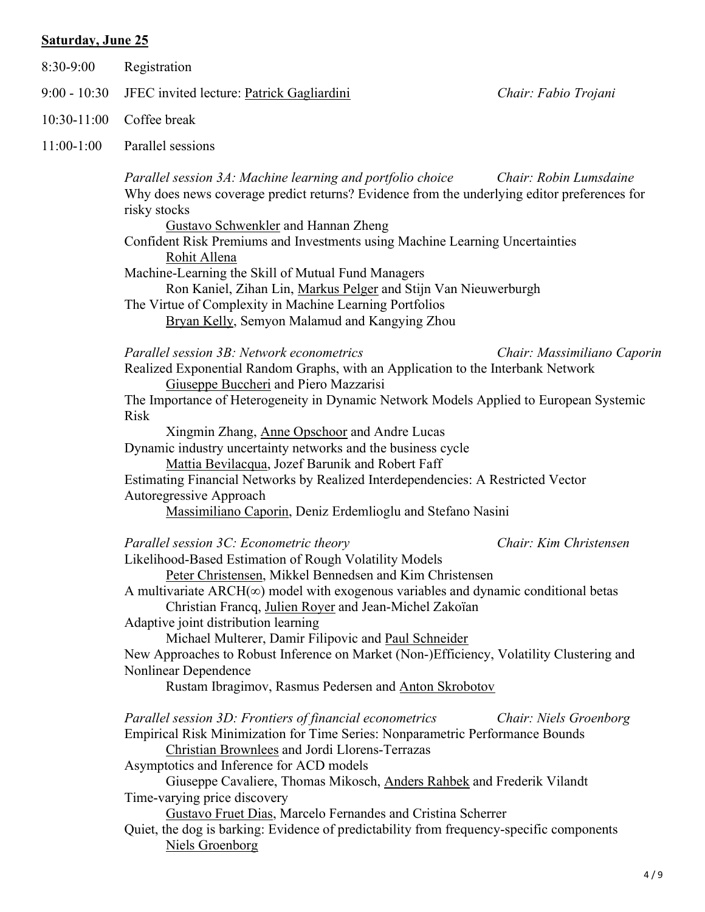**Saturday, June 25**

8:30-9:00 Registration

9:00 - 10:30 JFEC invited lecture: Patrick Gagliardini *Chair: Fabio Trojani*

10:30-11:00 Coffee break

11:00-1:00 Parallel sessions

*Parallel session 3A: Machine learning and portfolio choice* *Chair: Robin Lumsdaine*

Why does news coverage predict returns? Evidence from the underlying editor preferences for risky stocks
Gustavo Schwenkler and Hannan Zheng

Confident Risk Premiums and Investments using Machine Learning Uncertainties
Rohit Allena

Machine-Learning the Skill of Mutual Fund Managers
Ron Kaniel, Zihan Lin, Markus Pelger and Stijn Van Nieuwerburgh

The Virtue of Complexity in Machine Learning Portfolios
Bryan Kelly, Semyon Malamud and Kangying Zhou

*Parallel session 3B: Network econometrics* *Chair: Massimiliano Caporin*

Realized Exponential Random Graphs, with an Application to the Interbank Network
Giuseppe Buccheri and Piero Mazzarisi

The Importance of Heterogeneity in Dynamic Network Models Applied to European Systemic Risk
Xingmin Zhang, Anne Opschoor and Andre Lucas

Dynamic industry uncertainty networks and the business cycle
Mattia Bevilacqua, Jozef Barunik and Robert Faff

Estimating Financial Networks by Realized Interdependencies: A Restricted Vector Autoregressive Approach
Massimiliano Caporin, Deniz Erdemlioglu and Stefano Nasini

*Parallel session 3C: Econometric theory* *Chair: Kim Christensen*

Likelihood-Based Estimation of Rough Volatility Models
Peter Christensen, Mikkel Bennedsen and Kim Christensen

A multivariate ARCH($\infty$) model with exogenous variables and dynamic conditional betas
Christian Francq, Julien Royer and Jean-Michel Zakoïan

Adaptive joint distribution learning
Michael Multerer, Damir Filipovic and Paul Schneider

New Approaches to Robust Inference on Market (Non-)Efficiency, Volatility Clustering and Nonlinear Dependence
Rustam Ibragimov, Rasmus Pedersen and Anton Skrobotov

*Parallel session 3D: Frontiers of financial econometrics* *Chair: Niels Groenborg*

Empirical Risk Minimization for Time Series: Nonparametric Performance Bounds
Christian Brownlees and Jordi Llorens-Terrazas

Asymptotics and Inference for ACD models
Giuseppe Cavaliere, Thomas Mikosch, Anders Rahbek and Frederik Vilandt

Time-varying price discovery
Gustavo Fruet Dias, Marcelo Fernandes and Cristina Scherrer

Quiet, the dog is barking: Evidence of predictability from frequency-specific components
Niels Groenborg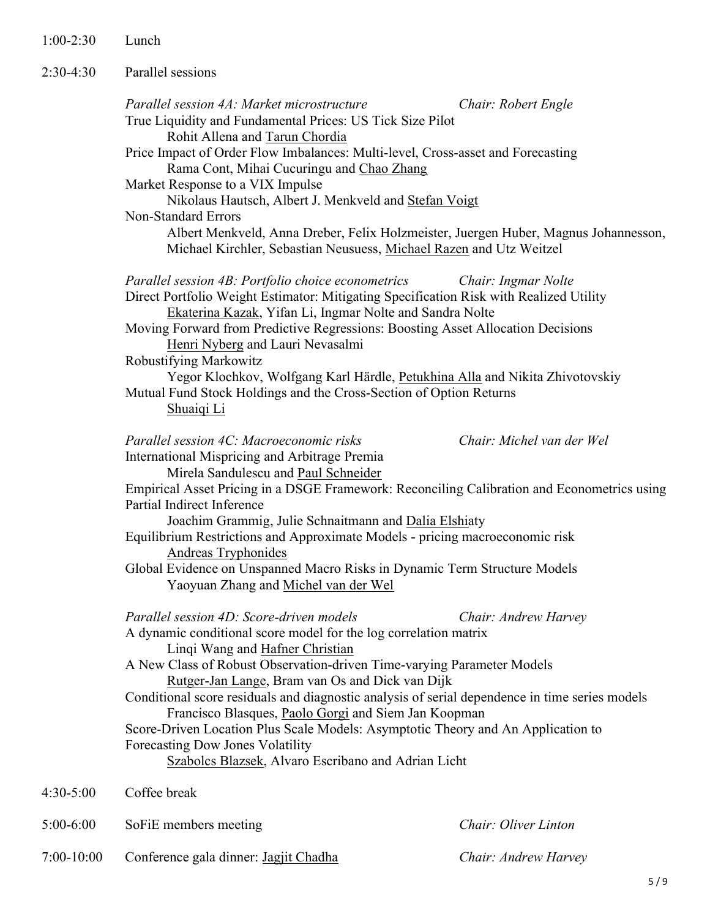1:00-2:30 Lunch

2:30-4:30 Parallel sessions

*Parallel session 4A: Market microstructure* *Chair: Robert Engle*

True Liquidity and Fundamental Prices: US Tick Size Pilot
Rohit Allena and Tarun Chordia

Price Impact of Order Flow Imbalances: Multi-level, Cross-asset and Forecasting
Rama Cont, Mihai Cucuringu and Chao Zhang

Market Response to a VIX Impulse
Nikolaus Hautsch, Albert J. Menkveld and Stefan Voigt

Non-Standard Errors
Albert Menkveld, Anna Dreber, Felix Holzmeister, Juergen Huber, Magnus Johannesson, Michael Kirchler, Sebastian Neusuess, Michael Razen and Utz Weitzel

*Parallel session 4B: Portfolio choice econometrics* *Chair: Ingmar Nolte*

Direct Portfolio Weight Estimator: Mitigating Specification Risk with Realized Utility
Ekaterina Kazak, Yifan Li, Ingmar Nolte and Sandra Nolte

Moving Forward from Predictive Regressions: Boosting Asset Allocation Decisions
Henri Nyberg and Lauri Nevasalmi

Robustifying Markowitz
Yegor Klochkov, Wolfgang Karl Härdle, Petukhina Alla and Nikita Zhivotovskiy

Mutual Fund Stock Holdings and the Cross-Section of Option Returns
Shuaiqi Li

*Parallel session 4C: Macroeconomic risks* *Chair: Michel van der Wel*

International Mispricing and Arbitrage Premia
Mirela Sandulescu and Paul Schneider

Empirical Asset Pricing in a DSGE Framework: Reconciling Calibration and Econometrics using Partial Indirect Inference
Joachim Grammig, Julie Schnaitmann and Dalia Elshiaty

Equilibrium Restrictions and Approximate Models - pricing macroeconomic risk
Andreas Tryphonides

Global Evidence on Unspanned Macro Risks in Dynamic Term Structure Models
Yaoyuan Zhang and Michel van der Wel

*Parallel session 4D: Score-driven models* *Chair: Andrew Harvey*

A dynamic conditional score model for the log correlation matrix
Linqi Wang and Hafner Christian

A New Class of Robust Observation-driven Time-varying Parameter Models
Rutger-Jan Lange, Bram van Os and Dick van Dijk

Conditional score residuals and diagnostic analysis of serial dependence in time series models
Francisco Blasques, Paolo Gorgi and Siem Jan Koopman

Score-Driven Location Plus Scale Models: Asymptotic Theory and An Application to Forecasting Dow Jones Volatility
Szabolcs Blazsek, Alvaro Escribano and Adrian Licht

4:30-5:00 Coffee break

5:00-6:00 SoFiE members meeting *Chair: Oliver Linton*

7:00-10:00 Conference gala dinner: Jagjit Chadha *Chair: Andrew Harvey*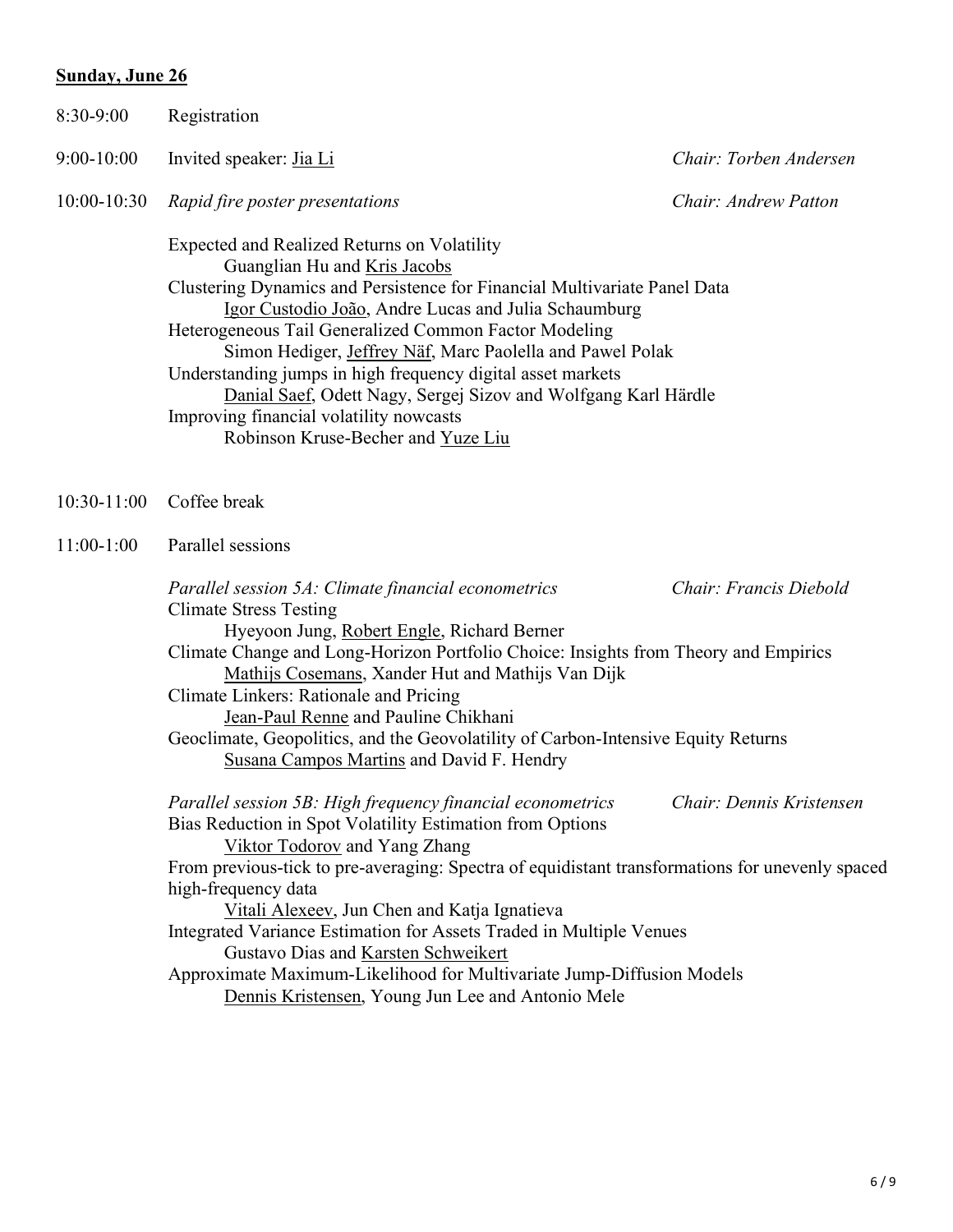**Sunday, June 26**

8:30-9:00 Registration

9:00-10:00 Invited speaker: Jia Li — *Chair: Torben Andersen*

10:00-10:30 *Rapid fire poster presentations* — *Chair: Andrew Patton*

Expected and Realized Returns on Volatility
Guanglian Hu and Kris Jacobs

Clustering Dynamics and Persistence for Financial Multivariate Panel Data
Igor Custodio João, Andre Lucas and Julia Schaumburg

Heterogeneous Tail Generalized Common Factor Modeling
Simon Hediger, Jeffrey Näf, Marc Paolella and Pawel Polak

Understanding jumps in high frequency digital asset markets
Danial Saef, Odett Nagy, Sergej Sizov and Wolfgang Karl Härdle

Improving financial volatility nowcasts
Robinson Kruse-Becher and Yuze Liu

10:30-11:00 Coffee break

11:00-1:00 Parallel sessions

*Parallel session 5A: Climate financial econometrics* — *Chair: Francis Diebold*

Climate Stress Testing
Hyeyoon Jung, Robert Engle, Richard Berner

Climate Change and Long-Horizon Portfolio Choice: Insights from Theory and Empirics
Mathijs Cosemans, Xander Hut and Mathijs Van Dijk

Climate Linkers: Rationale and Pricing
Jean-Paul Renne and Pauline Chikhani

Geoclimate, Geopolitics, and the Geovolatility of Carbon-Intensive Equity Returns
Susana Campos Martins and David F. Hendry

*Parallel session 5B: High frequency financial econometrics* — *Chair: Dennis Kristensen*

Bias Reduction in Spot Volatility Estimation from Options
Viktor Todorov and Yang Zhang

From previous-tick to pre-averaging: Spectra of equidistant transformations for unevenly spaced high-frequency data
Vitali Alexeev, Jun Chen and Katja Ignatieva

Integrated Variance Estimation for Assets Traded in Multiple Venues
Gustavo Dias and Karsten Schweikert

Approximate Maximum-Likelihood for Multivariate Jump-Diffusion Models
Dennis Kristensen, Young Jun Lee and Antonio Mele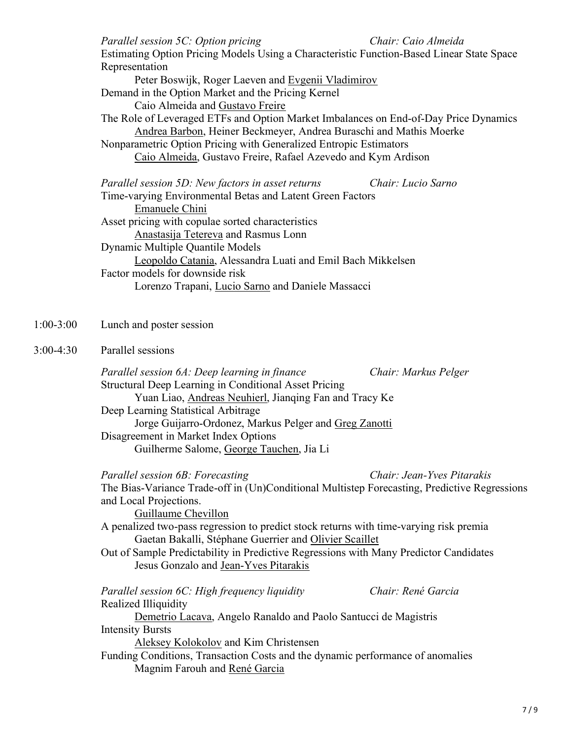*Parallel session 5C: Option pricing* *Chair: Caio Almeida*

Estimating Option Pricing Models Using a Characteristic Function-Based Linear State Space Representation
Peter Boswijk, Roger Laeven and <u>Evgenii Vladimirov</u>

Demand in the Option Market and the Pricing Kernel
Caio Almeida and <u>Gustavo Freire</u>

The Role of Leveraged ETFs and Option Market Imbalances on End-of-Day Price Dynamics
<u>Andrea Barbon</u>, Heiner Beckmeyer, Andrea Buraschi and Mathis Moerke

Nonparametric Option Pricing with Generalized Entropic Estimators
<u>Caio Almeida</u>, Gustavo Freire, Rafael Azevedo and Kym Ardison

*Parallel session 5D: New factors in asset returns* *Chair: Lucio Sarno*

Time-varying Environmental Betas and Latent Green Factors
<u>Emanuele Chini</u>

Asset pricing with copulae sorted characteristics
<u>Anastasija Tetereva</u> and Rasmus Lonn

Dynamic Multiple Quantile Models
<u>Leopoldo Catania</u>, Alessandra Luati and Emil Bach Mikkelsen

Factor models for downside risk
Lorenzo Trapani, <u>Lucio Sarno</u> and Daniele Massacci

1:00-3:00 Lunch and poster session

3:00-4:30 Parallel sessions

*Parallel session 6A: Deep learning in finance* *Chair: Markus Pelger*

Structural Deep Learning in Conditional Asset Pricing
Yuan Liao, <u>Andreas Neuhierl</u>, Jianqing Fan and Tracy Ke

Deep Learning Statistical Arbitrage
Jorge Guijarro-Ordonez, Markus Pelger and <u>Greg Zanotti</u>

Disagreement in Market Index Options
Guilherme Salome, <u>George Tauchen</u>, Jia Li

*Parallel session 6B: Forecasting* *Chair: Jean-Yves Pitarakis*

The Bias-Variance Trade-off in (Un)Conditional Multistep Forecasting, Predictive Regressions and Local Projections.
<u>Guillaume Chevillon</u>

A penalized two-pass regression to predict stock returns with time-varying risk premia
Gaetan Bakalli, Stéphane Guerrier and <u>Olivier Scaillet</u>

Out of Sample Predictability in Predictive Regressions with Many Predictor Candidates
Jesus Gonzalo and <u>Jean-Yves Pitarakis</u>

*Parallel session 6C: High frequency liquidity* *Chair: René Garcia*

Realized Illiquidity
<u>Demetrio Lacava</u>, Angelo Ranaldo and Paolo Santucci de Magistris

Intensity Bursts
<u>Aleksey Kolokolov</u> and Kim Christensen

Funding Conditions, Transaction Costs and the dynamic performance of anomalies
Magnim Farouh and <u>René Garcia</u>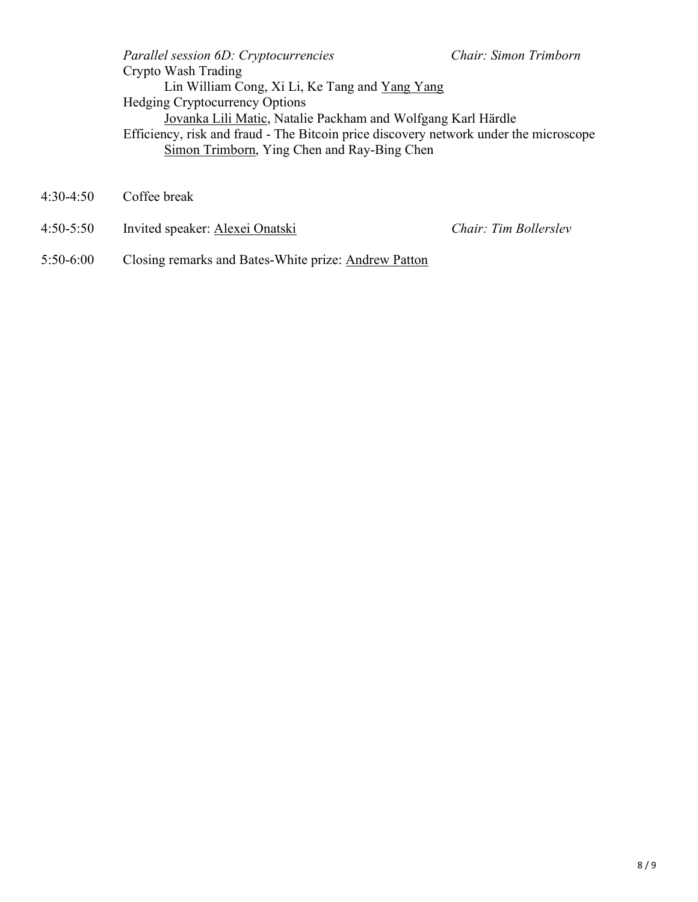*Parallel session 6D: Cryptocurrencies* *Chair: Simon Trimborn*

Crypto Wash Trading
Lin William Cong, Xi Li, Ke Tang and Yang Yang

Hedging Cryptocurrency Options
Jovanka Lili Matic, Natalie Packham and Wolfgang Karl Härdle

Efficiency, risk and fraud - The Bitcoin price discovery network under the microscope
Simon Trimborn, Ying Chen and Ray-Bing Chen

4:30-4:50 Coffee break

4:50-5:50 Invited speaker: Alexei Onatski *Chair: Tim Bollerslev*

5:50-6:00 Closing remarks and Bates-White prize: Andrew Patton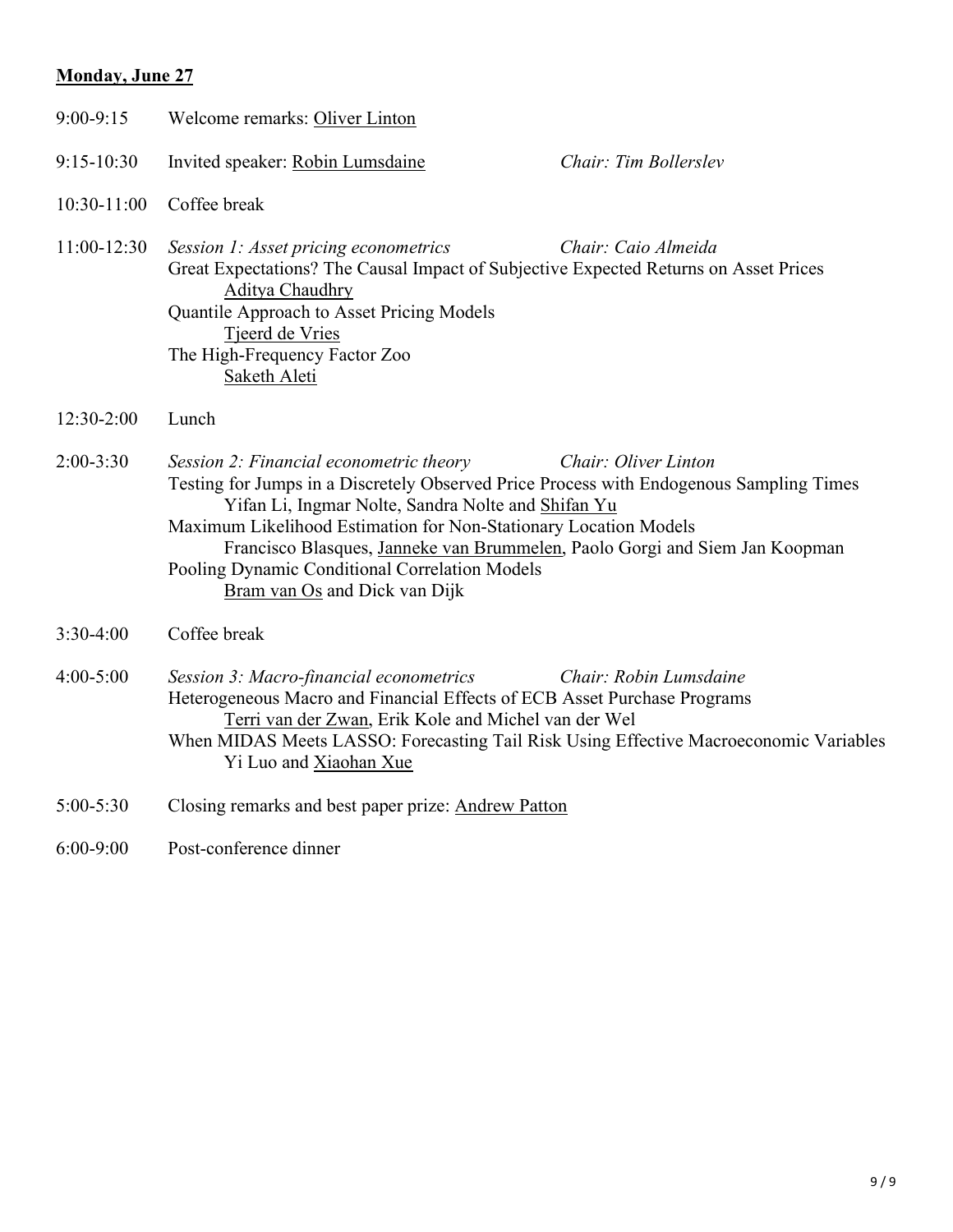**Monday, June 27**

9:00-9:15 Welcome remarks: Oliver Linton

9:15-10:30 Invited speaker: Robin Lumsdaine *Chair: Tim Bollerslev*

10:30-11:00 Coffee break

11:00-12:30 *Session 1: Asset pricing econometrics* *Chair: Caio Almeida*

Great Expectations? The Causal Impact of Subjective Expected Returns on Asset Prices
Aditya Chaudhry

Quantile Approach to Asset Pricing Models
Tjeerd de Vries

The High-Frequency Factor Zoo
Saketh Aleti

12:30-2:00 Lunch

2:00-3:30 *Session 2: Financial econometric theory* *Chair: Oliver Linton*

Testing for Jumps in a Discretely Observed Price Process with Endogenous Sampling Times
Yifan Li, Ingmar Nolte, Sandra Nolte and Shifan Yu

Maximum Likelihood Estimation for Non-Stationary Location Models
Francisco Blasques, Janneke van Brummelen, Paolo Gorgi and Siem Jan Koopman

Pooling Dynamic Conditional Correlation Models
Bram van Os and Dick van Dijk

3:30-4:00 Coffee break

4:00-5:00 *Session 3: Macro-financial econometrics* *Chair: Robin Lumsdaine*

Heterogeneous Macro and Financial Effects of ECB Asset Purchase Programs
Terri van der Zwan, Erik Kole and Michel van der Wel

When MIDAS Meets LASSO: Forecasting Tail Risk Using Effective Macroeconomic Variables
Yi Luo and Xiaohan Xue

5:00-5:30 Closing remarks and best paper prize: Andrew Patton

6:00-9:00 Post-conference dinner